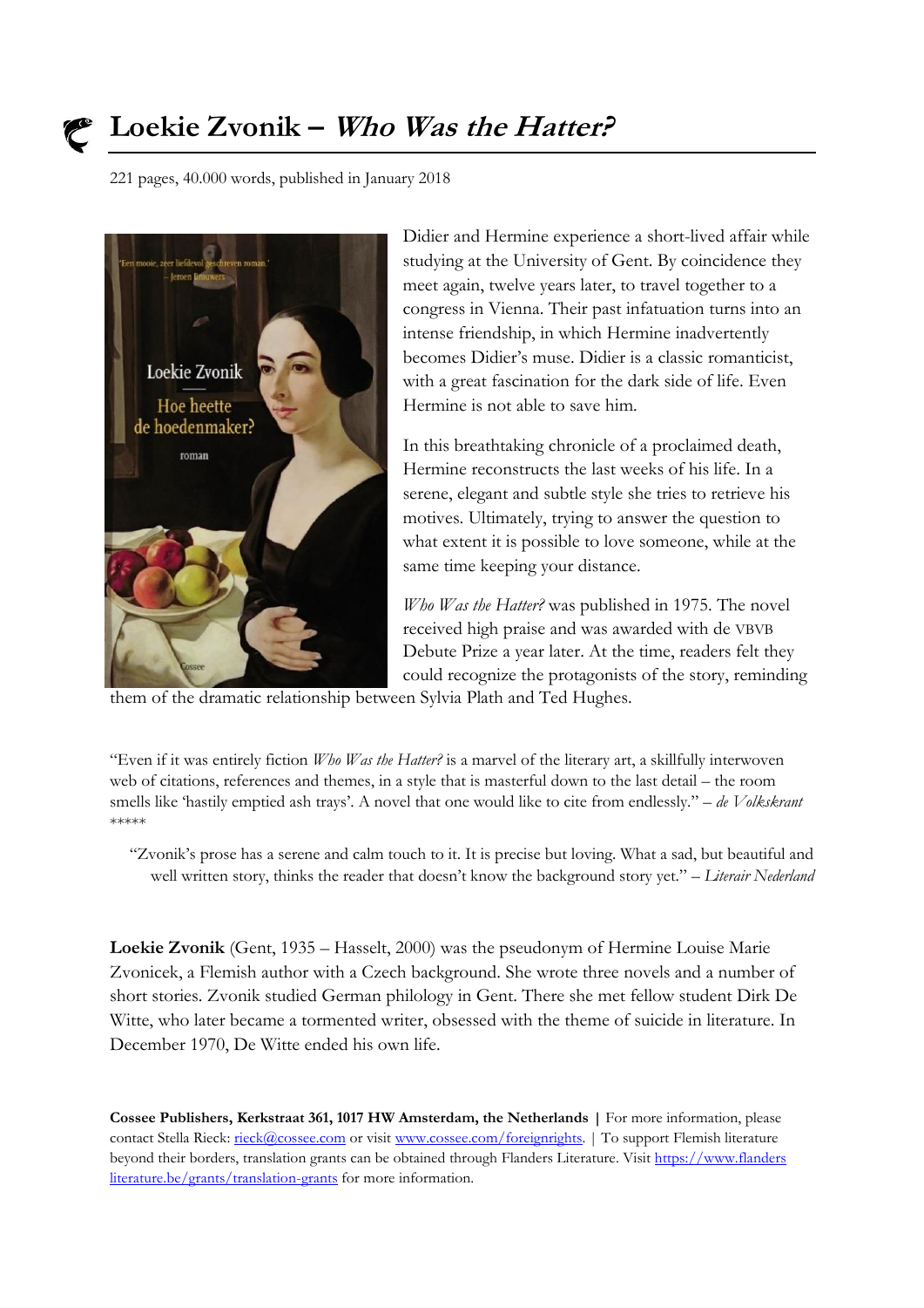# Loekie Zvonik – *Who Was the Hatter?*

221 pages, 40.000 words, published in January 2018

Didier and Hermine experience a short-lived affair while studying at the University of Gent. By coincidence they meet again, twelve years later, to travel together to a congress in Vienna. Their past infatuation turns into an intense friendship, in which Hermine inadvertently becomes Didier's muse. Didier is a classic romanticist, with a great fascination for the dark side of life. Even Hermine is not able to save him.

In this breathtaking chronicle of a proclaimed death, Hermine reconstructs the last weeks of his life. In a serene, elegant and subtle style she tries to retrieve his motives. Ultimately, trying to answer the question to what extent it is possible to love someone, while at the same time keeping your distance.

*Who Was the Hatter?* was published in 1975. The novel received high praise and was awarded with de VBVB Debute Prize a year later. At the time, readers felt they could recognize the protagonists of the story, reminding them of the dramatic relationship between Sylvia Plath and Ted Hughes.

"Even if it was entirely fiction *Who Was the Hatter?* is a marvel of the literary art, a skillfully interwoven web of citations, references and themes, in a style that is masterful down to the last detail – the room smells like 'hastily emptied ash trays'. A novel that one would like to cite from endlessly." – *de Volkskrant* *****

> "Zvonik's prose has a serene and calm touch to it. It is precise but loving. What a sad, but beautiful and well written story, thinks the reader that doesn't know the background story yet." – *Literair Nederland*

**Loekie Zvonik** (Gent, 1935 – Hasselt, 2000) was the pseudonym of Hermine Louise Marie Zvonicek, a Flemish author with a Czech background. She wrote three novels and a number of short stories. Zvonik studied German philology in Gent. There she met fellow student Dirk De Witte, who later became a tormented writer, obsessed with the theme of suicide in literature. In December 1970, De Witte ended his own life.

**Cossee Publishers, Kerkstraat 361, 1017 HW Amsterdam, the Netherlands** | For more information, please contact Stella Rieck: rieck@cossee.com or visit www.cossee.com/foreignrights. | To support Flemish literature beyond their borders, translation grants can be obtained through Flanders Literature. Visit https://www.flandersliterature.be/grants/translation-grants for more information.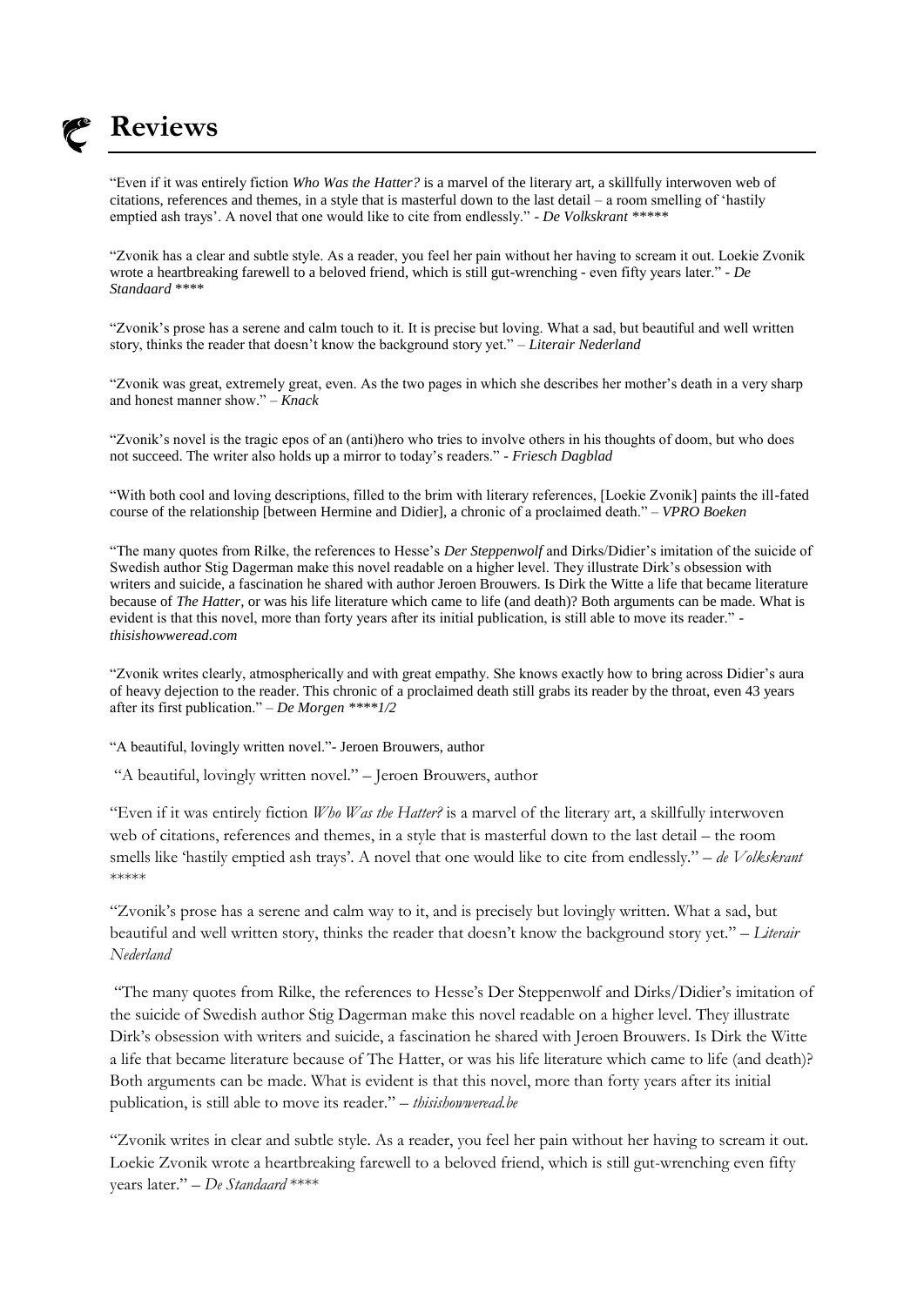# Reviews

"Even if it was entirely fiction *Who Was the Hatter?* is a marvel of the literary art, a skillfully interwoven web of citations, references and themes, in a style that is masterful down to the last detail – a room smelling of 'hastily emptied ash trays'. A novel that one would like to cite from endlessly." - *De Volkskrant* *****

"Zvonik has a clear and subtle style. As a reader, you feel her pain without her having to scream it out. Loekie Zvonik wrote a heartbreaking farewell to a beloved friend, which is still gut-wrenching - even fifty years later." - *De Standaard* ****

"Zvonik's prose has a serene and calm touch to it. It is precise but loving. What a sad, but beautiful and well written story, thinks the reader that doesn't know the background story yet." – *Literair Nederland*

"Zvonik was great, extremely great, even. As the two pages in which she describes her mother's death in a very sharp and honest manner show." – *Knack*

"Zvonik's novel is the tragic epos of an (anti)hero who tries to involve others in his thoughts of doom, but who does not succeed. The writer also holds up a mirror to today's readers." - *Friesch Dagblad*

"With both cool and loving descriptions, filled to the brim with literary references, [Loekie Zvonik] paints the ill-fated course of the relationship [between Hermine and Didier], a chronic of a proclaimed death." – *VPRO Boeken*

"The many quotes from Rilke, the references to Hesse's *Der Steppenwolf* and Dirks/Didier's imitation of the suicide of Swedish author Stig Dagerman make this novel readable on a higher level. They illustrate Dirk's obsession with writers and suicide, a fascination he shared with author Jeroen Brouwers. Is Dirk the Witte a life that became literature because of *The Hatter*, or was his life literature which came to life (and death)? Both arguments can be made. What is evident is that this novel, more than forty years after its initial publication, is still able to move its reader." - *thisishowweread.com*

"Zvonik writes clearly, atmospherically and with great empathy. She knows exactly how to bring across Didier's aura of heavy dejection to the reader. This chronic of a proclaimed death still grabs its reader by the throat, even 43 years after its first publication." – *De Morgen ****1/2*

"A beautiful, lovingly written novel."- Jeroen Brouwers, author

"A beautiful, lovingly written novel." – Jeroen Brouwers, author

"Even if it was entirely fiction *Who Was the Hatter?* is a marvel of the literary art, a skillfully interwoven web of citations, references and themes, in a style that is masterful down to the last detail – the room smells like 'hastily emptied ash trays'. A novel that one would like to cite from endlessly." – *de Volkskrant* *****

"Zvonik's prose has a serene and calm way to it, and is precisely but lovingly written. What a sad, but beautiful and well written story, thinks the reader that doesn't know the background story yet." – *Literair Nederland*

"The many quotes from Rilke, the references to Hesse's Der Steppenwolf and Dirks/Didier's imitation of the suicide of Swedish author Stig Dagerman make this novel readable on a higher level. They illustrate Dirk's obsession with writers and suicide, a fascination he shared with Jeroen Brouwers. Is Dirk the Witte a life that became literature because of The Hatter, or was his life literature which came to life (and death)? Both arguments can be made. What is evident is that this novel, more than forty years after its initial publication, is still able to move its reader." – *thisishowweread.be*

"Zvonik writes in clear and subtle style. As a reader, you feel her pain without her having to scream it out. Loekie Zvonik wrote a heartbreaking farewell to a beloved friend, which is still gut-wrenching even fifty years later." – *De Standaard* ****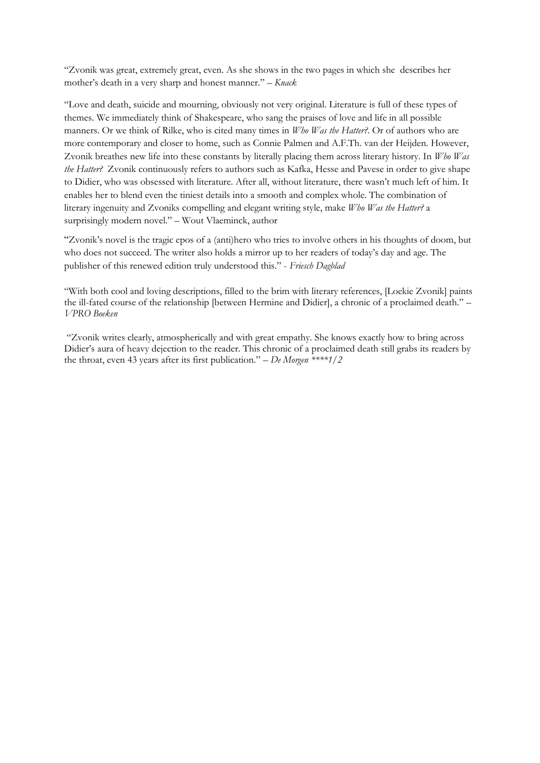"Zvonik was great, extremely great, even. As she shows in the two pages in which she describes her mother's death in a very sharp and honest manner." – *Knack*

"Love and death, suicide and mourning, obviously not very original. Literature is full of these types of themes. We immediately think of Shakespeare, who sang the praises of love and life in all possible manners. Or we think of Rilke, who is cited many times in *Who Was the Hatter?*. Or of authors who are more contemporary and closer to home, such as Connie Palmen and A.F.Th. van der Heijden. However, Zvonik breathes new life into these constants by literally placing them across literary history. In *Who Was the Hatter?* Zvonik continuously refers to authors such as Kafka, Hesse and Pavese in order to give shape to Didier, who was obsessed with literature. After all, without literature, there wasn't much left of him. It enables her to blend even the tiniest details into a smooth and complex whole. The combination of literary ingenuity and Zvoniks compelling and elegant writing style, make *Who Was the Hatter?* a surprisingly modern novel." – Wout Vlaeminck, author

"Zvonik's novel is the tragic epos of a (anti)hero who tries to involve others in his thoughts of doom, but who does not succeed. The writer also holds a mirror up to her readers of today's day and age. The publisher of this renewed edition truly understood this." - *Friesch Dagblad*

"With both cool and loving descriptions, filled to the brim with literary references, [Loekie Zvonik] paints the ill-fated course of the relationship [between Hermine and Didier], a chronic of a proclaimed death." – *VPRO Boeken*

"Zvonik writes clearly, atmospherically and with great empathy. She knows exactly how to bring across Didier's aura of heavy dejection to the reader. This chronic of a proclaimed death still grabs its readers by the throat, even 43 years after its first publication." – *De Morgen ****1/2*